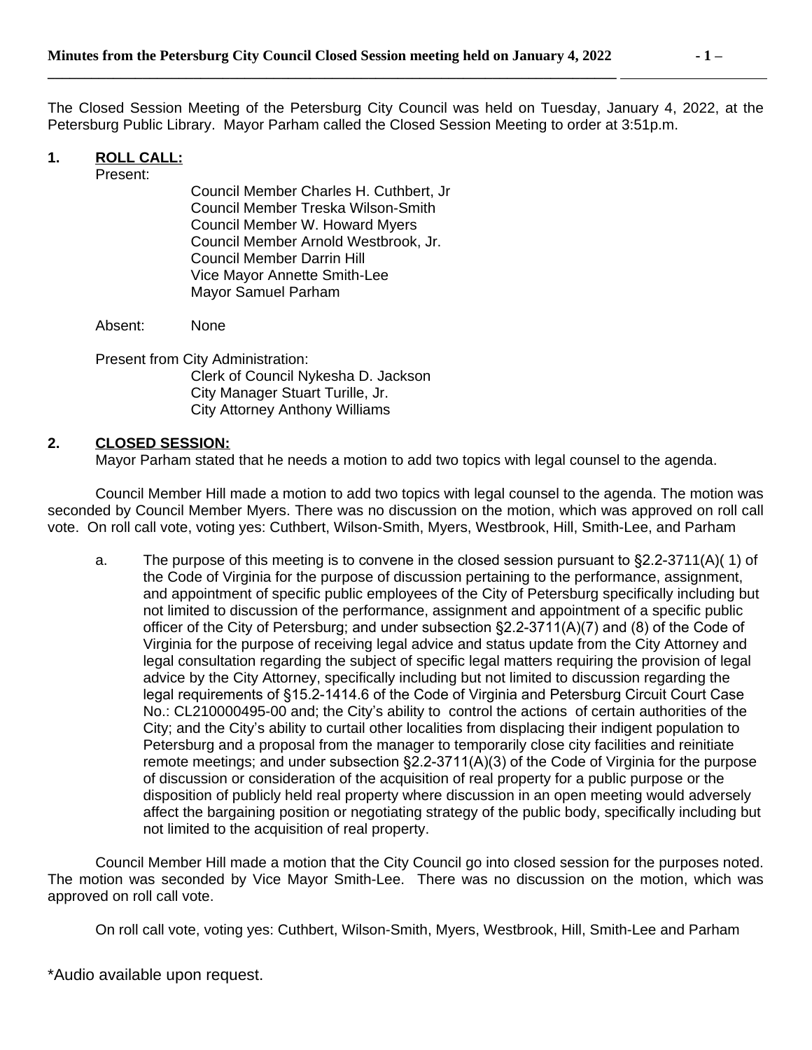The Closed Session Meeting of the Petersburg City Council was held on Tuesday, January 4, 2022, at the Petersburg Public Library. Mayor Parham called the Closed Session Meeting to order at 3:51p.m.

**1. ROLL CALL:**

Present:

Council Member Charles H. Cuthbert, Jr
Council Member Treska Wilson-Smith
Council Member W. Howard Myers
Council Member Arnold Westbrook, Jr.
Council Member Darrin Hill
Vice Mayor Annette Smith-Lee
Mayor Samuel Parham

Absent: None

Present from City Administration:

Clerk of Council Nykesha D. Jackson
City Manager Stuart Turille, Jr.
City Attorney Anthony Williams

**2. CLOSED SESSION:**

Mayor Parham stated that he needs a motion to add two topics with legal counsel to the agenda.

Council Member Hill made a motion to add two topics with legal counsel to the agenda. The motion was seconded by Council Member Myers. There was no discussion on the motion, which was approved on roll call vote. On roll call vote, voting yes: Cuthbert, Wilson-Smith, Myers, Westbrook, Hill, Smith-Lee, and Parham

a. The purpose of this meeting is to convene in the closed session pursuant to §2.2-3711(A)( 1) of the Code of Virginia for the purpose of discussion pertaining to the performance, assignment, and appointment of specific public employees of the City of Petersburg specifically including but not limited to discussion of the performance, assignment and appointment of a specific public officer of the City of Petersburg; and under subsection §2.2-3711(A)(7) and (8) of the Code of Virginia for the purpose of receiving legal advice and status update from the City Attorney and legal consultation regarding the subject of specific legal matters requiring the provision of legal advice by the City Attorney, specifically including but not limited to discussion regarding the legal requirements of §15.2-1414.6 of the Code of Virginia and Petersburg Circuit Court Case No.: CL210000495-00 and; the City's ability to control the actions of certain authorities of the City; and the City's ability to curtail other localities from displacing their indigent population to Petersburg and a proposal from the manager to temporarily close city facilities and reinitiate remote meetings; and under subsection §2.2-3711(A)(3) of the Code of Virginia for the purpose of discussion or consideration of the acquisition of real property for a public purpose or the disposition of publicly held real property where discussion in an open meeting would adversely affect the bargaining position or negotiating strategy of the public body, specifically including but not limited to the acquisition of real property.

Council Member Hill made a motion that the City Council go into closed session for the purposes noted. The motion was seconded by Vice Mayor Smith-Lee. There was no discussion on the motion, which was approved on roll call vote.

On roll call vote, voting yes: Cuthbert, Wilson-Smith, Myers, Westbrook, Hill, Smith-Lee and Parham

*Audio available upon request.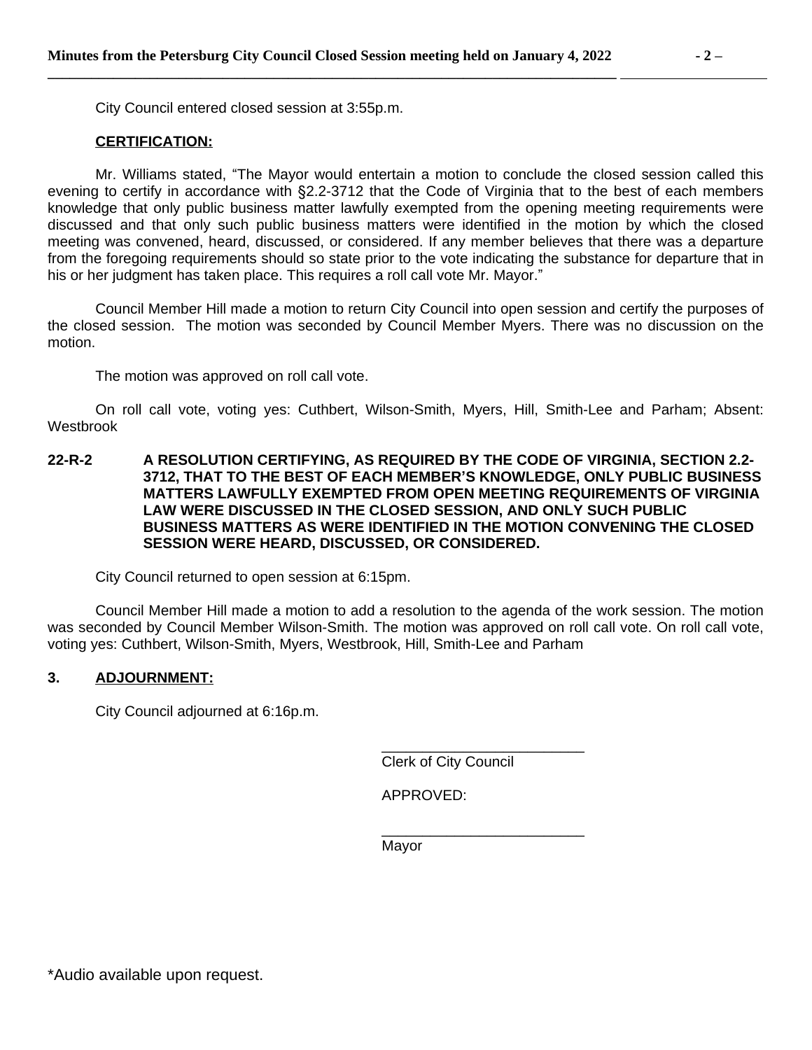City Council entered closed session at 3:55p.m.

**CERTIFICATION:**

Mr. Williams stated, "The Mayor would entertain a motion to conclude the closed session called this evening to certify in accordance with §2.2-3712 that the Code of Virginia that to the best of each members knowledge that only public business matter lawfully exempted from the opening meeting requirements were discussed and that only such public business matters were identified in the motion by which the closed meeting was convened, heard, discussed, or considered. If any member believes that there was a departure from the foregoing requirements should so state prior to the vote indicating the substance for departure that in his or her judgment has taken place. This requires a roll call vote Mr. Mayor."

Council Member Hill made a motion to return City Council into open session and certify the purposes of the closed session. The motion was seconded by Council Member Myers. There was no discussion on the motion.

The motion was approved on roll call vote.

On roll call vote, voting yes: Cuthbert, Wilson-Smith, Myers, Hill, Smith-Lee and Parham; Absent: Westbrook

**22-R-2 A RESOLUTION CERTIFYING, AS REQUIRED BY THE CODE OF VIRGINIA, SECTION 2.2-3712, THAT TO THE BEST OF EACH MEMBER'S KNOWLEDGE, ONLY PUBLIC BUSINESS MATTERS LAWFULLY EXEMPTED FROM OPEN MEETING REQUIREMENTS OF VIRGINIA LAW WERE DISCUSSED IN THE CLOSED SESSION, AND ONLY SUCH PUBLIC BUSINESS MATTERS AS WERE IDENTIFIED IN THE MOTION CONVENING THE CLOSED SESSION WERE HEARD, DISCUSSED, OR CONSIDERED.**

City Council returned to open session at 6:15pm.

Council Member Hill made a motion to add a resolution to the agenda of the work session. The motion was seconded by Council Member Wilson-Smith. The motion was approved on roll call vote. On roll call vote, voting yes: Cuthbert, Wilson-Smith, Myers, Westbrook, Hill, Smith-Lee and Parham

**3. ADJOURNMENT:**

City Council adjourned at 6:16p.m.

\_\_\_\_\_\_\_\_\_\_\_\_\_\_\_\_\_\_\_\_\_\_\_\_\_
Clerk of City Council

APPROVED:

\_\_\_\_\_\_\_\_\_\_\_\_\_\_\_\_\_\_\_\_\_\_\_\_\_
Mayor

*Audio available upon request.